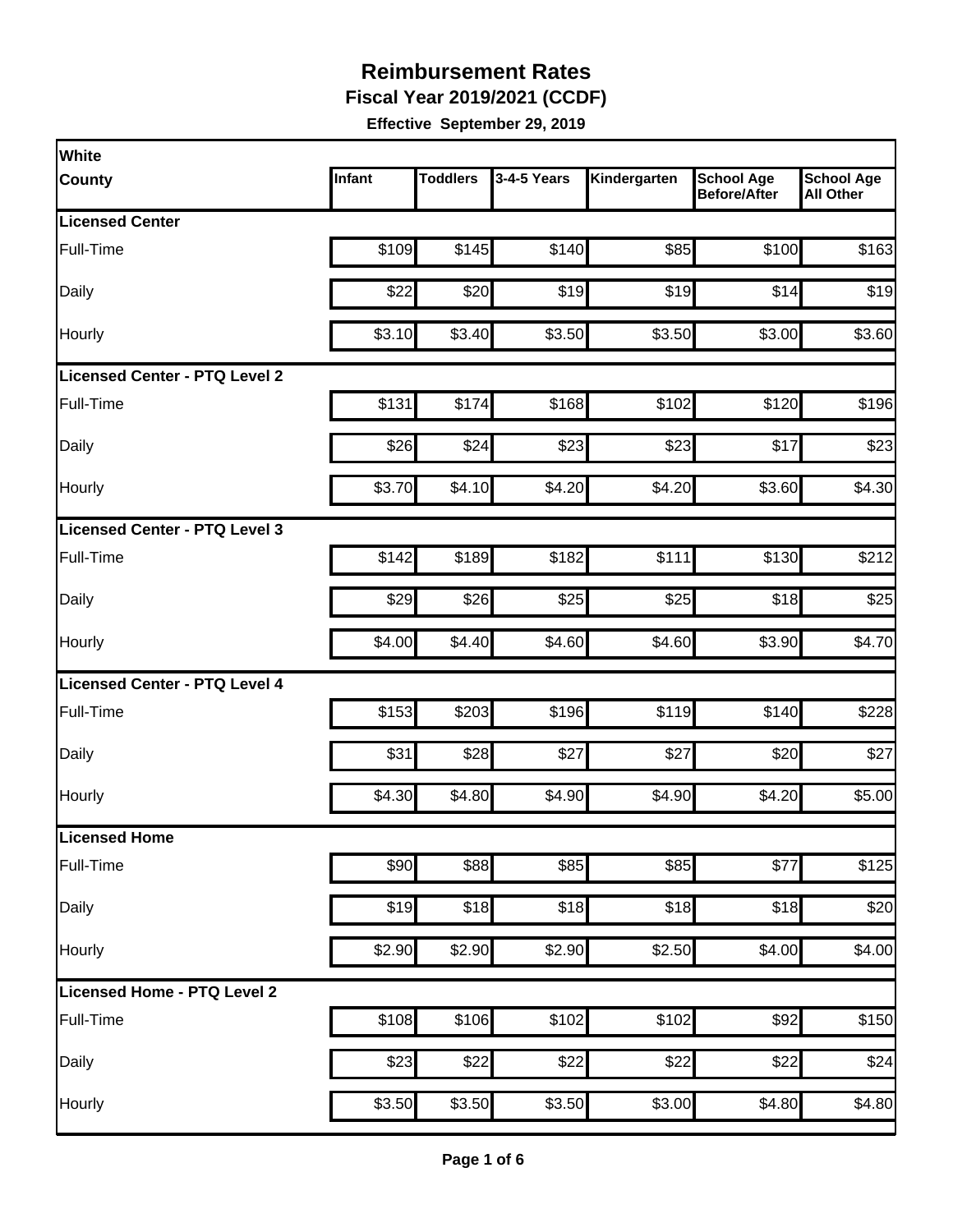# Reimbursement Rates

## Fiscal Year 2019/2021 (CCDF)

**Effective September 29, 2019**

| White County | Infant | Toddlers | 3-4-5 Years | Kindergarten | School Age Before/After | School Age All Other |
|---|---|---|---|---|---|---|
| **Licensed Center** | | | | | | |
| Full-Time | $109 | $145 | $140 | $85 | $100 | $163 |
| Daily | $22 | $20 | $19 | $19 | $14 | $19 |
| Hourly | $3.10 | $3.40 | $3.50 | $3.50 | $3.00 | $3.60 |
| **Licensed Center - PTQ Level 2** | | | | | | |
| Full-Time | $131 | $174 | $168 | $102 | $120 | $196 |
| Daily | $26 | $24 | $23 | $23 | $17 | $23 |
| Hourly | $3.70 | $4.10 | $4.20 | $4.20 | $3.60 | $4.30 |
| **Licensed Center - PTQ Level 3** | | | | | | |
| Full-Time | $142 | $189 | $182 | $111 | $130 | $212 |
| Daily | $29 | $26 | $25 | $25 | $18 | $25 |
| Hourly | $4.00 | $4.40 | $4.60 | $4.60 | $3.90 | $4.70 |
| **Licensed Center - PTQ Level 4** | | | | | | |
| Full-Time | $153 | $203 | $196 | $119 | $140 | $228 |
| Daily | $31 | $28 | $27 | $27 | $20 | $27 |
| Hourly | $4.30 | $4.80 | $4.90 | $4.90 | $4.20 | $5.00 |
| **Licensed Home** | | | | | | |
| Full-Time | $90 | $88 | $85 | $85 | $77 | $125 |
| Daily | $19 | $18 | $18 | $18 | $18 | $20 |
| Hourly | $2.90 | $2.90 | $2.90 | $2.50 | $4.00 | $4.00 |
| **Licensed Home - PTQ Level 2** | | | | | | |
| Full-Time | $108 | $106 | $102 | $102 | $92 | $150 |
| Daily | $23 | $22 | $22 | $22 | $22 | $24 |
| Hourly | $3.50 | $3.50 | $3.50 | $3.00 | $4.80 | $4.80 |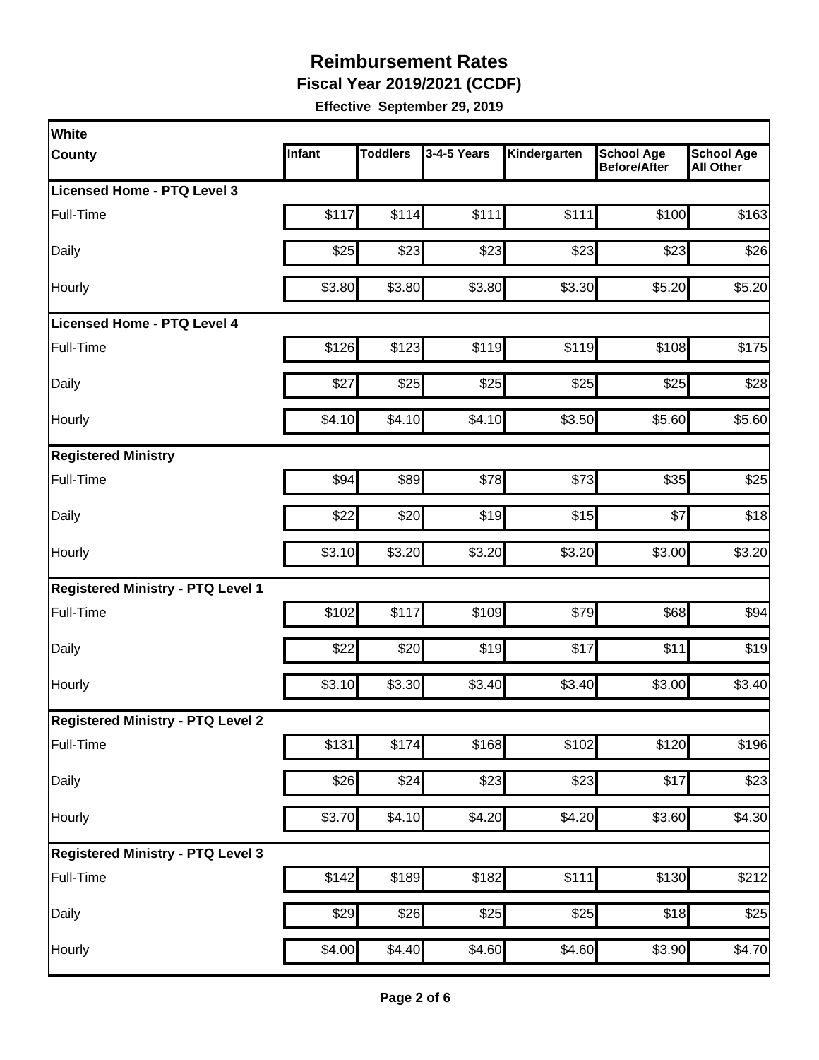# Reimbursement Rates

**Fiscal Year 2019/2021 (CCDF)**

**Effective September 29, 2019**

| White<br>County | Infant | Toddlers | 3-4-5 Years | Kindergarten | School Age Before/After | School Age All Other |
|---|---|---|---|---|---|---|
| **Licensed Home - PTQ Level 3** | | | | | | |
| Full-Time | $117 | $114 | $111 | $111 | $100 | $163 |
| Daily | $25 | $23 | $23 | $23 | $23 | $26 |
| Hourly | $3.80 | $3.80 | $3.80 | $3.30 | $5.20 | $5.20 |
| **Licensed Home - PTQ Level 4** | | | | | | |
| Full-Time | $126 | $123 | $119 | $119 | $108 | $175 |
| Daily | $27 | $25 | $25 | $25 | $25 | $28 |
| Hourly | $4.10 | $4.10 | $4.10 | $3.50 | $5.60 | $5.60 |
| **Registered Ministry** | | | | | | |
| Full-Time | $94 | $89 | $78 | $73 | $35 | $25 |
| Daily | $22 | $20 | $19 | $15 | $7 | $18 |
| Hourly | $3.10 | $3.20 | $3.20 | $3.20 | $3.00 | $3.20 |
| **Registered Ministry - PTQ Level 1** | | | | | | |
| Full-Time | $102 | $117 | $109 | $79 | $68 | $94 |
| Daily | $22 | $20 | $19 | $17 | $11 | $19 |
| Hourly | $3.10 | $3.30 | $3.40 | $3.40 | $3.00 | $3.40 |
| **Registered Ministry - PTQ Level 2** | | | | | | |
| Full-Time | $131 | $174 | $168 | $102 | $120 | $196 |
| Daily | $26 | $24 | $23 | $23 | $17 | $23 |
| Hourly | $3.70 | $4.10 | $4.20 | $4.20 | $3.60 | $4.30 |
| **Registered Ministry - PTQ Level 3** | | | | | | |
| Full-Time | $142 | $189 | $182 | $111 | $130 | $212 |
| Daily | $29 | $26 | $25 | $25 | $18 | $25 |
| Hourly | $4.00 | $4.40 | $4.60 | $4.60 | $3.90 | $4.70 |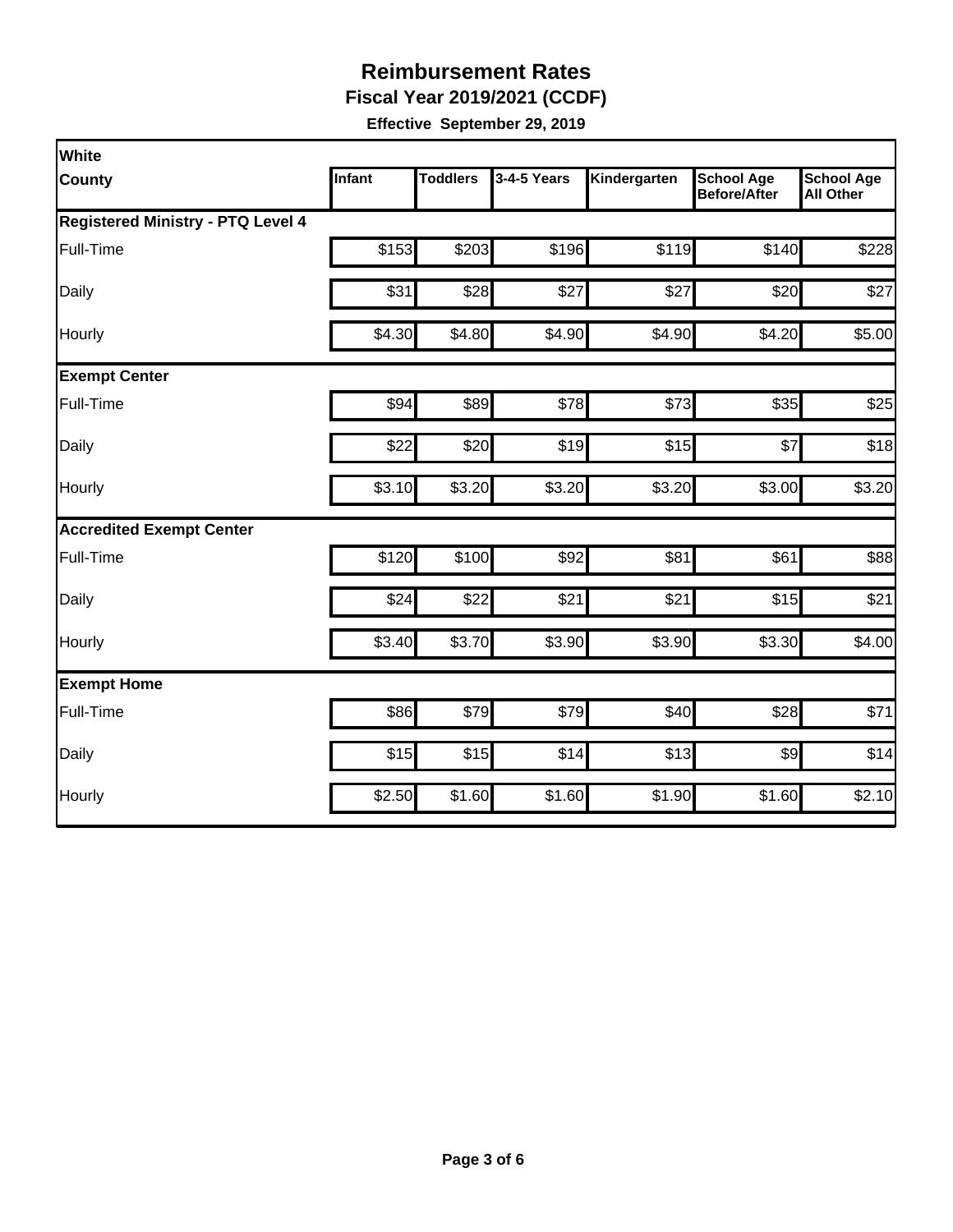# Reimbursement Rates

**Fiscal Year 2019/2021 (CCDF)**

**Effective September 29, 2019**

| White<br>County | Infant | Toddlers | 3-4-5 Years | Kindergarten | School Age Before/After | School Age All Other |
|---|---|---|---|---|---|---|
| **Registered Ministry - PTQ Level 4** | | | | | | |
| Full-Time | $153 | $203 | $196 | $119 | $140 | $228 |
| Daily | $31 | $28 | $27 | $27 | $20 | $27 |
| Hourly | $4.30 | $4.80 | $4.90 | $4.90 | $4.20 | $5.00 |
| **Exempt Center** | | | | | | |
| Full-Time | $94 | $89 | $78 | $73 | $35 | $25 |
| Daily | $22 | $20 | $19 | $15 | $7 | $18 |
| Hourly | $3.10 | $3.20 | $3.20 | $3.20 | $3.00 | $3.20 |
| **Accredited Exempt Center** | | | | | | |
| Full-Time | $120 | $100 | $92 | $81 | $61 | $88 |
| Daily | $24 | $22 | $21 | $21 | $15 | $21 |
| Hourly | $3.40 | $3.70 | $3.90 | $3.90 | $3.30 | $4.00 |
| **Exempt Home** | | | | | | |
| Full-Time | $86 | $79 | $79 | $40 | $28 | $71 |
| Daily | $15 | $15 | $14 | $13 | $9 | $14 |
| Hourly | $2.50 | $1.60 | $1.60 | $1.90 | $1.60 | $2.10 |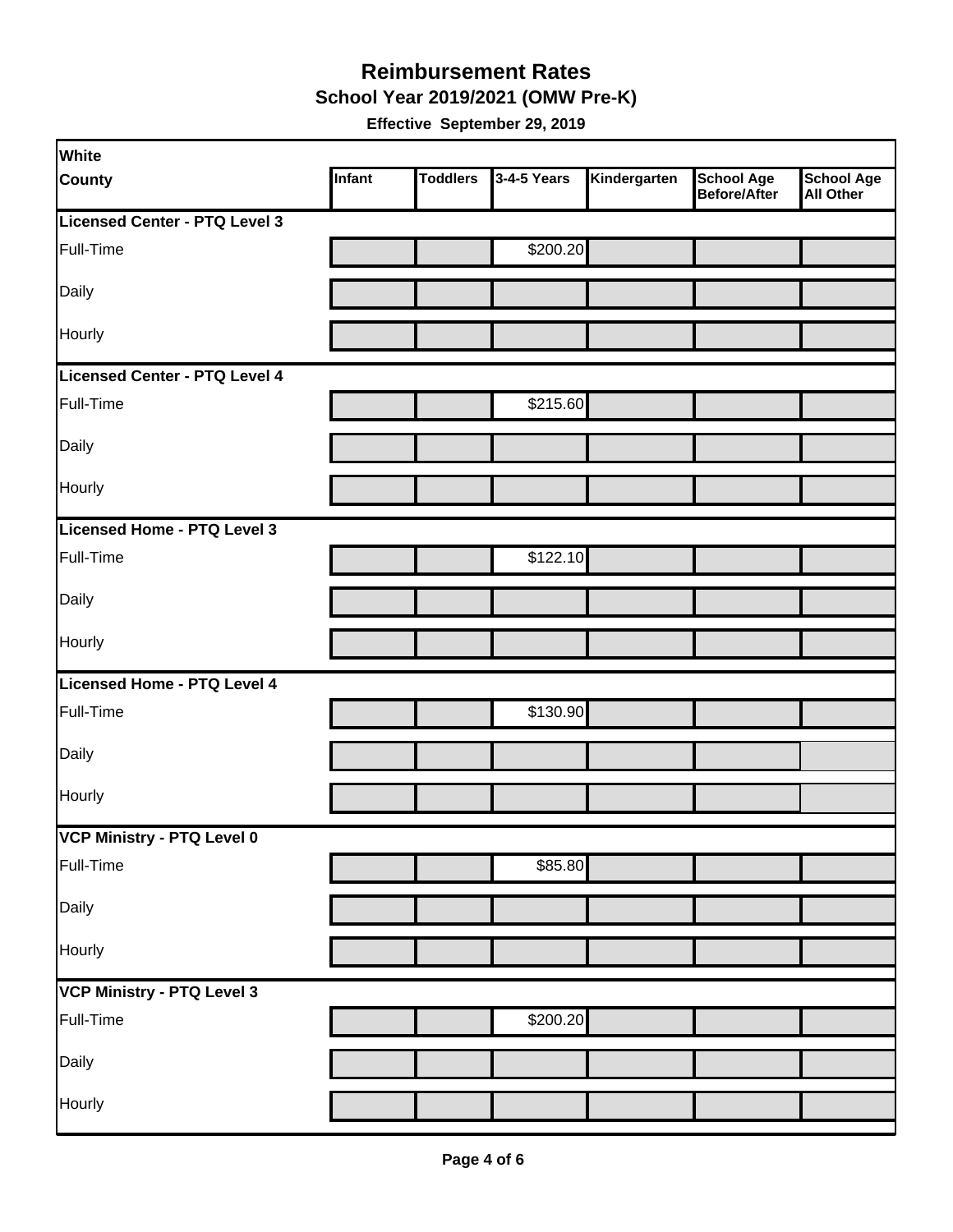# Reimbursement Rates

## School Year 2019/2021 (OMW Pre-K)

**Effective September 29, 2019**

| White<br>County | Infant | Toddlers | 3-4-5 Years | Kindergarten | School Age Before/After | School Age All Other |
|---|---|---|---|---|---|---|
| **Licensed Center - PTQ Level 3** | | | | | | |
| Full-Time | | | $200.20 | | | |
| Daily | | | | | | |
| Hourly | | | | | | |
| **Licensed Center - PTQ Level 4** | | | | | | |
| Full-Time | | | $215.60 | | | |
| Daily | | | | | | |
| Hourly | | | | | | |
| **Licensed Home - PTQ Level 3** | | | | | | |
| Full-Time | | | $122.10 | | | |
| Daily | | | | | | |
| Hourly | | | | | | |
| **Licensed Home - PTQ Level 4** | | | | | | |
| Full-Time | | | $130.90 | | | |
| Daily | | | | | | |
| Hourly | | | | | | |
| **VCP Ministry - PTQ Level 0** | | | | | | |
| Full-Time | | | $85.80 | | | |
| Daily | | | | | | |
| Hourly | | | | | | |
| **VCP Ministry - PTQ Level 3** | | | | | | |
| Full-Time | | | $200.20 | | | |
| Daily | | | | | | |
| Hourly | | | | | | |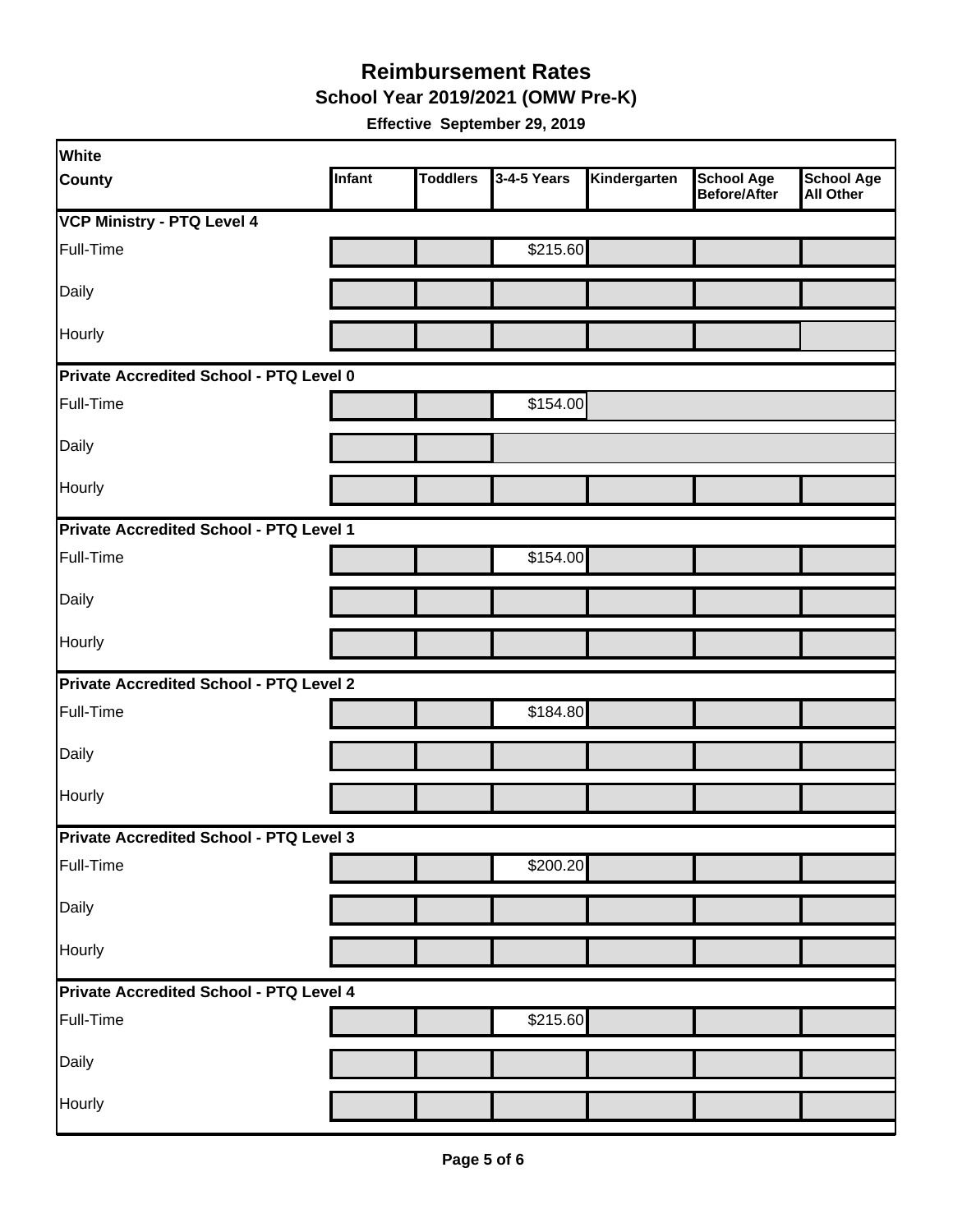# Reimbursement Rates

## School Year 2019/2021 (OMW Pre-K)

**Effective September 29, 2019**

| White<br>County | Infant | Toddlers | 3-4-5 Years | Kindergarten | School Age Before/After | School Age All Other |
|---|---|---|---|---|---|---|
| **VCP Ministry - PTQ Level 4** | | | | | | |
| Full-Time | | | $215.60 | | | |
| Daily | | | | | | |
| Hourly | | | | | | |
| **Private Accredited School - PTQ Level 0** | | | | | | |
| Full-Time | | | $154.00 | | | |
| Daily | | | | | | |
| Hourly | | | | | | |
| **Private Accredited School - PTQ Level 1** | | | | | | |
| Full-Time | | | $154.00 | | | |
| Daily | | | | | | |
| Hourly | | | | | | |
| **Private Accredited School - PTQ Level 2** | | | | | | |
| Full-Time | | | $184.80 | | | |
| Daily | | | | | | |
| Hourly | | | | | | |
| **Private Accredited School - PTQ Level 3** | | | | | | |
| Full-Time | | | $200.20 | | | |
| Daily | | | | | | |
| Hourly | | | | | | |
| **Private Accredited School - PTQ Level 4** | | | | | | |
| Full-Time | | | $215.60 | | | |
| Daily | | | | | | |
| Hourly | | | | | | |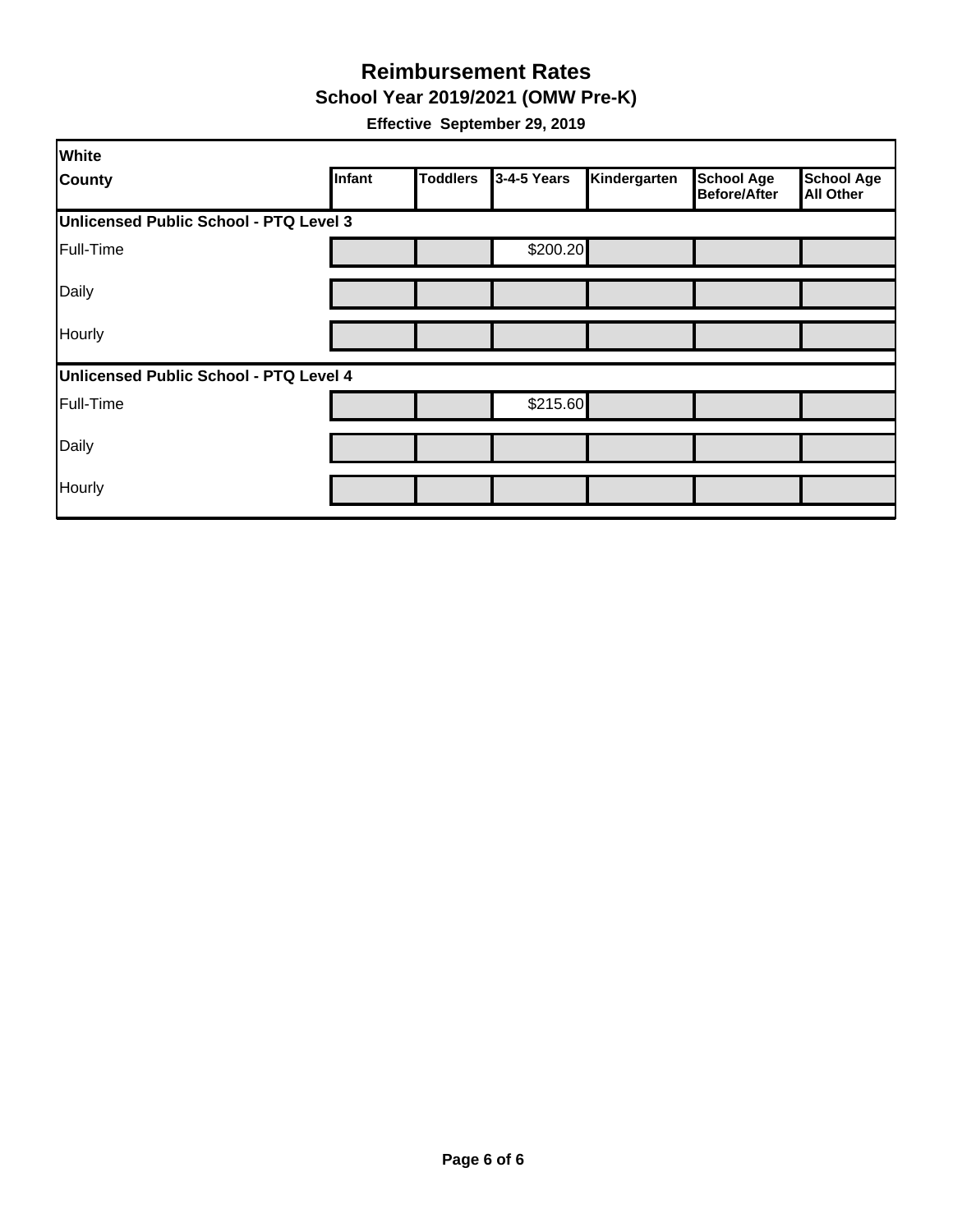# Reimbursement Rates

## School Year 2019/2021 (OMW Pre-K)

**Effective September 29, 2019**

| White | | | | | | |
|---|---|---|---|---|---|---|
| **County** | **Infant** | **Toddlers** | **3-4-5 Years** | **Kindergarten** | **School Age Before/After** | **School Age All Other** |
| **Unlicensed Public School - PTQ Level 3** | | | | | | |
| Full-Time | | | $200.20 | | | |
| Daily | | | | | | |
| Hourly | | | | | | |
| **Unlicensed Public School - PTQ Level 4** | | | | | | |
| Full-Time | | | $215.60 | | | |
| Daily | | | | | | |
| Hourly | | | | | | |